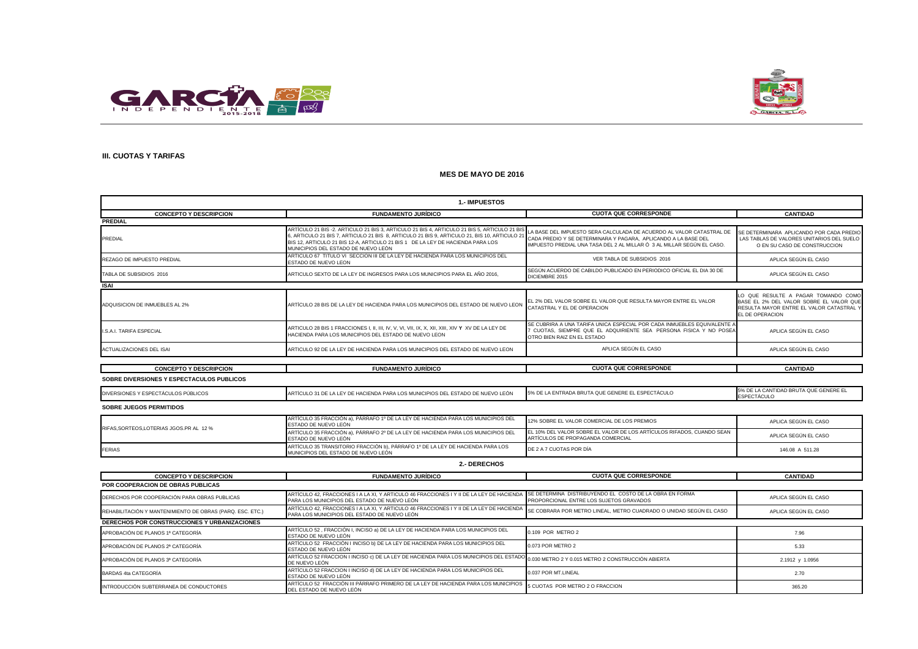## III. CUOTAS Y TARIFAS

### MES DE MAYO DE 2016

| 1.- IMPUESTOS | | | |
|---|---|---|---|
| **CONCEPTO Y DESCRIPCION** | **FUNDAMENTO JURÍDICO** | **CUOTA QUE CORRESPONDE** | **CANTIDAD** |
| **PREDIAL** | | | |
| PREDIAL | ARTÍCULO 21 BIS -2. ARTICULO 21 BIS 3, ARTICULO 21 BIS 4, ARTICULO 21 BIS 5, ARTICULO 21 BIS 6, ARTICULO 21 BIS 7, ARTICULO 21 BIS 8, ARTICULO 21 BIS 9, ARTICULO 21, BIS 10, ARTICULO 21 BIS 12, ARTICULO 21 BIS 12-A, ARTICULO 21 BIS 1 DE LA LEY DE HACIENDA PARA LOS MUNICIPIOS DEL ESTADO DE NUEVO LEÓN | LA BASE DEL IMPUESTO SERA CALCULADA DE ACUERDO AL VALOR CATASTRAL DE CADA PREDIO Y SE DETERMINARA Y PAGARA, APLICANDO A LA BASE DEL IMPUESTO PREDIAL UNA TASA DEL 2 AL MILLAR Ó 3 AL MILLAR SEGÚN EL CASO. | SE DETERMINARA APLICANDO POR CADA PREDIO LAS TABLAS DE VALORES UNITARIOS DEL SUELO O EN SU CASO DE CONSTRUCCION |
| REZAGO DE IMPUESTO PREDIAL | ARTICULO 67 TITULO VI SECCION III DE LA LEY DE HACIENDA PARA LOS MUNICIPIOS DEL ESTADO DE NUEVO LEON | VER TABLA DE SUBSIDIOS 2016 | APLICA SEGÚN EL CASO |
| TABLA DE SUBSIDIOS 2016 | ARTICULO SEXTO DE LA LEY DE INGRESOS PARA LOS MUNICIPIOS PARA EL AÑO 2016, | SEGÚN ACUERDO DE CABILDO PUBLICADO EN PERIODICO OFICIAL EL DIA 30 DE DICIEMBRE 2015 | APLICA SEGÚN EL CASO |
| **ISAI** | | | |
| ADQUISICION DE INMUEBLES AL 2% | ARTÍCULO 28 BIS DE LA LEY DE HACIENDA PARA LOS MUNICIPIOS DEL ESTADO DE NUEVO LEON | EL 2% DEL VALOR SOBRE EL VALOR QUE RESULTA MAYOR ENTRE EL VALOR CATASTRAL Y EL DE OPERACION | LO QUE RESULTE A PAGAR TOMANDO COMO BASE EL 2% DEL VALOR SOBRE EL VALOR QUE RESULTA MAYOR ENTRE EL VALOR CATASTRAL Y EL DE OPERACION |
| I.S.A.I. TARIFA ESPECIAL | ARTICULO 28 BIS 1 FRACCIONES I, II, III, IV, V, VI, VII, IX, X, XII, XIII, XIV Y XV DE LA LEY DE HACIENDA PARA LOS MUNICIPIOS DEL ESTADO DE NUEVO LEON | SE CUBRIRA A UNA TARIFA UNICA ESPECIAL POR CADA INMUEBLES EQUIVALENTE A 7 CUOTAS, SIEMPRE QUE EL ADQUIRIENTE SEA PERSONA FISICA Y NO POSEA OTRO BIEN RAIZ EN EL ESTADO | APLICA SEGÚN EL CASO |
| ACTUALIZACIONES DEL ISAI | ARTICULO 92 DE LA LEY DE HACIENDA PARA LOS MUNICIPIOS DEL ESTADO DE NUEVO LEON | APLICA SEGÚN EL CASO | APLICA SEGÚN EL CASO |
| **CONCEPTO Y DESCRIPCION** | **FUNDAMENTO JURÍDICO** | **CUOTA QUE CORRESPONDE** | **CANTIDAD** |
| **SOBRE DIVERSIONES Y ESPECTACULOS PUBLICOS** | | | |
| DIVERSIONES Y ESPECTÁCULOS PÚBLICOS | ARTÍCULO 31 DE LA LEY DE HACIENDA PARA LOS MUNICIPIOS DEL ESTADO DE NUEVO LEÓN | 5% DE LA ENTRADA BRUTA QUE GENERE EL ESPECTÁCULO | 5% DE LA CANTIDAD BRUTA QUE GENERE EL ESPECTÁCULO |
| **SOBRE JUEGOS PERMITIDOS** | | | |
| RIFAS,SORTEOS,LOTERIAS JGOS.PR AL 12 % | ARTÍCULO 35 FRACCIÓN a), PÁRRAFO 1º DE LA LEY DE HACIENDA PARA LOS MUNICIPIOS DEL ESTADO DE NUEVO LEÓN | 12% SOBRE EL VALOR COMERCIAL DE LOS PREMIOS | APLICA SEGÚN EL CASO |
| | ARTÍCULO 35 FRACCIÓN a), PÁRRAFO 2º DE LA LEY DE HACIENDA PARA LOS MUNICIPIOS DEL ESTADO DE NUEVO LEÓN | EL 10% DEL VALOR SOBRE EL VALOR DE LOS ARTÍCULOS RIFADOS, CUANDO SEAN ARTÍCULOS DE PROPAGANDA COMERCIAL | APLICA SEGÚN EL CASO |
| FERIAS | ARTÍCULO 35 TRANSITORIO FRACCIÓN b), PÁRRAFO 1º DE LA LEY DE HACIENDA PARA LOS MUNICIPIOS DEL ESTADO DE NUEVO LEÓN | DE 2 A 7 CUOTAS POR DÍA | 146.08 A 511.28 |

| 2.- DERECHOS | | | |
|---|---|---|---|
| **CONCEPTO Y DESCRIPCION** | **FUNDAMENTO JURÍDICO** | **CUOTA QUE CORRESPONDE** | **CANTIDAD** |
| **POR COOPERACION DE OBRAS PUBLICAS** | | | |
| DERECHOS POR COOPERACIÓN PARA OBRAS PUBLICAS | ARTÍCULO 42, FRACCIONES I A LA XI, Y ARTICULO 46 FRACCIONES I Y II DE LA LEY DE HACIENDA PARA LOS MUNICIPIOS DEL ESTADO DE NUEVO LEÓN | SE DETERMINA DISTRIBUYENDO EL COSTO DE LA OBRA EN FORMA PROPORCIONAL ENTRE LOS SUJETOS GRAVADOS | APLICA SEGÚN EL CASO |
| REHABILITACIÓN Y MANTENIMIENTO DE OBRAS (PARQ. ESC. ETC.) | ARTÍCULO 42, FRACCIONES I A LA XI, Y ARTICULO 46 FRACCIONES I Y II DE LA LEY DE HACIENDA PARA LOS MUNICIPIOS DEL ESTADO DE NUEVO LEÓN | SE COBRARA POR METRO LINEAL, METRO CUADRADO O UNIDAD SEGÚN EL CASO | APLICA SEGÚN EL CASO |
| **DERECHOS POR CONSTRUCCIONES Y URBANIZACIONES** | | | |
| APROBACIÓN DE PLANOS 1ª CATEGORÍA | ARTÍCULO 52 , FRACCIÓN I, INCISO a) DE LA LEY DE HACIENDA PARA LOS MUNICIPIOS DEL ESTADO DE NUEVO LEÓN | 0.109 POR METRO 2 | 7.96 |
| APROBACIÓN DE PLANOS 2ª CATEGORÍA | ARTÍCULO 52 FRACCIÓN I INCISO b) DE LA LEY DE HACIENDA PARA LOS MUNICIPIOS DEL ESTADO DE NUEVO LEÓN | 0.073 POR METRO 2 | 5.33 |
| APROBACIÓN DE PLANOS 3ª CATEGORÍA | ARTÍCULO 52 FRACCION I INCISO c) DE LA LEY DE HACIENDA PARA LOS MUNICIPIOS DEL ESTADO DE NUEVO LEÓN | 0.030 METRO 2 Y 0.015 METRO 2 CONSTRUCCIÓN ABIERTA | 2.1912 y 1.0956 |
| BARDAS 4ta CATEGORÍA | ARTÍCULO 52 FRACCION I INCISO d) DE LA LEY DE HACIENDA PARA LOS MUNICIPIOS DEL ESTADO DE NUEVO LEÓN | 0.037 POR MT.LINEAL | 2.70 |
| INTRODUCCIÓN SUBTERRANEA DE CONDUCTORES | ARTÍCULO 52 FRACCIÓN III PÁRRAFO PRIMERO DE LA LEY DE HACIENDA PARA LOS MUNICIPIOS DEL ESTADO DE NUEVO LEÓN | 5 CUOTAS POR METRO 2 O FRACCION | 365.20 |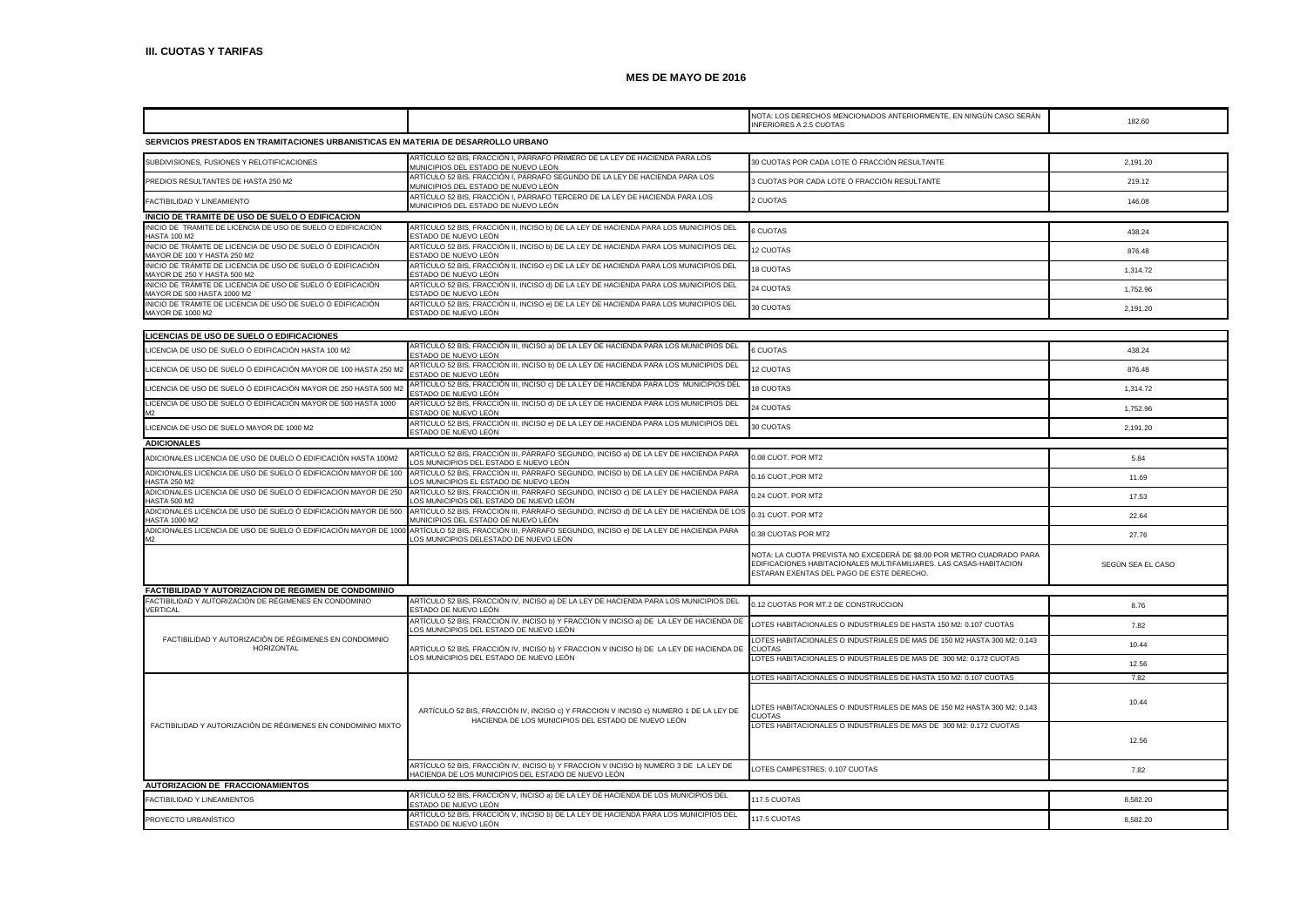### III. CUOTAS Y TARIFAS

**MES DE MAYO DE 2016**

| | | | |
|---|---|---|---|
| | | NOTA: LOS DERECHOS MENCIONADOS ANTERIORMENTE, EN NINGÚN CASO SERÁN INFERIORES A 2.5 CUOTAS | 182.60 |
| **SERVICIOS PRESTADOS EN TRAMITACIONES URBANISTICAS EN MATERIA DE DESARROLLO URBANO** | | | |
| SUBDIVISIONES, FUSIONES Y RELOTIFICACIONES | ARTÍCULO 52 BIS, FRACCIÓN I, PÁRRAFO PRIMERO DE LA LEY DE HACIENDA PARA LOS MUNICIPIOS DEL ESTADO DE NUEVO LEÓN | 30 CUOTAS POR CADA LOTE Ó FRACCIÓN RESULTANTE | 2,191.20 |
| PREDIOS RESULTANTES DE HASTA 250 M2 | ARTÍCULO 52 BIS, FRACCIÓN I, PÁRRAFO SEGUNDO DE LA LEY DE HACIENDA PARA LOS MUNICIPIOS DEL ESTADO DE NUEVO LEÓN | 3 CUOTAS POR CADA LOTE Ó FRACCIÓN RESULTANTE | 219.12 |
| FACTIBILIDAD Y LINEAMIENTO | ARTÍCULO 52 BIS, FRACCIÓN I, PÁRRAFO TERCERO DE LA LEY DE HACIENDA PARA LOS MUNICIPIOS DEL ESTADO DE NUEVO LEÓN | 2 CUOTAS | 146.08 |
| **INICIO DE TRAMITE DE USO DE SUELO O EDIFICACION** | | | |
| INICIO DE TRAMITE DE LICENCIA DE USO DE SUELO Ó EDIFICACIÓN HASTA 100 M2 | ARTÍCULO 52 BIS, FRACCIÓN II, INCISO b) DE LA LEY DE HACIENDA PARA LOS MUNICIPIOS DEL ESTADO DE NUEVO LEÓN | 6 CUOTAS | 438.24 |
| INICIO DE TRÁMITE DE LICENCIA DE USO DE SUELO Ó EDIFICACIÓN MAYOR DE 100 Y HASTA 250 M2 | ARTÍCULO 52 BIS, FRACCIÓN II, INCISO b) DE LA LEY DE HACIENDA PARA LOS MUNICIPIOS DEL ESTADO DE NUEVO LEÓN | 12 CUOTAS | 876.48 |
| INICIO DE TRÁMITE DE LICENCIA DE USO DE SUELO Ó EDIFICACIÓN MAYOR DE 250 Y HASTA 500 M2 | ARTÍCULO 52 BIS, FRACCIÓN II, INCISO c) DE LA LEY DE HACIENDA PARA LOS MUNICIPIOS DEL ESTADO DE NUEVO LEÓN | 18 CUOTAS | 1,314.72 |
| INICIO DE TRÁMITE DE LICENCIA DE USO DE SUELO Ó EDIFICACIÓN MAYOR DE 500 HASTA 1000 M2 | ARTÍCULO 52 BIS, FRACCIÓN II, INCISO d) DE LA LEY DE HACIENDA PARA LOS MUNICIPIOS DEL ESTADO DE NUEVO LEÓN | 24 CUOTAS | 1,752.96 |
| INICIO DE TRÁMITE DE LICENCIA DE USO DE SUELO Ó EDIFICACIÓN MAYOR DE 1000 M2 | ARTÍCULO 52 BIS, FRACCIÓN II, INCISO e) DE LA LEY DE HACIENDA PARA LOS MUNICIPIOS DEL ESTADO DE NUEVO LEÓN | 30 CUOTAS | 2,191.20 |
| **LICENCIAS DE USO DE SUELO O EDIFICACIONES** | | | |
| LICENCIA DE USO DE SUELO Ó EDIFICACIÓN HASTA 100 M2 | ARTÍCULO 52 BIS, FRACCIÓN III, INCISO a) DE LA LEY DE HACIENDA PARA LOS MUNICIPIOS DEL ESTADO DE NUEVO LEÓN | 6 CUOTAS | 438.24 |
| LICENCIA DE USO DE SUELO Ó EDIFICACIÓN MAYOR DE 100 HASTA 250 M2 | ARTÍCULO 52 BIS, FRACCIÓN III, INCISO b) DE LA LEY DE HACIENDA PARA LOS MUNICIPIOS DEL ESTADO DE NUEVO LEÓN | 12 CUOTAS | 876.48 |
| LICENCIA DE USO DE SUELO Ó EDIFICACIÓN MAYOR DE 250 HASTA 500 M2 | ARTÍCULO 52 BIS, FRACCIÓN III, INCISO c) DE LA LEY DE HACIENDA PARA LOS MUNICIPIOS DEL ESTADO DE NUEVO LEÓN | 18 CUOTAS | 1,314.72 |
| LICENCIA DE USO DE SUELO Ó EDIFICACIÓN MAYOR DE 500 HASTA 1000 M2 | ARTÍCULO 52 BIS, FRACCIÓN III, INCISO d) DE LA LEY DE HACIENDA PARA LOS MUNICIPIOS DEL ESTADO DE NUEVO LEÓN | 24 CUOTAS | 1,752.96 |
| LICENCIA DE USO DE SUELO MAYOR DE 1000 M2 | ARTÍCULO 52 BIS, FRACCIÓN III, INCISO e) DE LA LEY DE HACIENDA PARA LOS MUNICIPIOS DEL ESTADO DE NUEVO LEÓN | 30 CUOTAS | 2,191.20 |
| **ADICIONALES** | | | |
| ADICIONALES LICENCIA DE USO DE DUELO Ó EDIFICACIÓN HASTA 100M2 | ARTÍCULO 52 BIS, FRACCIÓN III, PÁRRAFO SEGUNDO, INCISO a) DE LA LEY DE HACIENDA PARA LOS MUNICIPIOS DEL ESTADO E NUEVO LEÓN | 0.08 CUOT. POR MT2 | 5.84 |
| ADICIONALES LICENCIA DE USO DE SUELO Ó EDIFICACIÓN MAYOR DE 100 HASTA 250 M2 | ARTÍCULO 52 BIS, FRACCIÓN III, PÁRRAFO SEGUNDO, INCISO b) DE LA LEY DE HACIENDA PARA LOS MUNICIPIOS EL ESTADO DE NUEVO LEÓN | 0.16 CUOT.,POR MT2 | 11.69 |
| ADICIONALES LICENCIA DE USO DE SUELO Ó EDIFICACIÓN MAYOR DE 250 HASTA 500 M2 | ARTÍCULO 52 BIS, FRACCIÓN III, PÁRRAFO SEGUNDO, INCISO c) DE LA LEY DE HACIENDA PARA LOS MUNICIPIOS DEL ESTADO DE NUEVO LEÓN | 0.24 CUOT. POR MT2 | 17.53 |
| ADICIONALES LICENCIA DE USO DE SUELO Ó EDIFICACIÓN MAYOR DE 500 HASTA 1000 M2 | ARTÍCULO 52 BIS, FRACCIÓN III, PÁRRAFO SEGUNDO, INCISO d) DE LA LEY DE HACIENDA DE LOS MUNICIPIOS DEL ESTADO DE NUEVO LEÓN | 0.31 CUOT. POR MT2 | 22.64 |
| ADICIONALES LICENCIA DE USO DE SUELO Ó EDIFICACIÓN MAYOR DE 1000 M2 | ARTÍCULO 52 BIS, FRACCIÓN III, PÁRRAFO SEGUNDO, INCISO e) DE LA LEY DE HACIENDA PARA LOS MUNICIPIOS DELESTADO DE NUEVO LEÓN | 0.38 CUOTAS POR MT2 | 27.76 |
| | | NOTA: LA CUOTA PREVISTA NO EXCEDERÁ DE $8.00 POR METRO CUADRADO PARA EDIFICACIONES HABITACIONALES MULTIFAMILIARES. LAS CASAS-HABITACION ESTARAN EXENTAS DEL PAGO DE ESTE DERECHO. | SEGÚN SEA EL CASO |
| **FACTIBILIDAD Y AUTORIZACION DE REGIMEN DE CONDOMINIO** | | | |
| FACTIBILIDAD Y AUTORIZACIÓN DE RÉGIMENES EN CONDOMINIO VERTICAL | ARTÍCULO 52 BIS, FRACCIÓN IV, INCISO a) DE LA LEY DE HACIENDA PARA LOS MUNICIPIOS DEL ESTADO DE NUEVO LEÓN | 0.12 CUOTAS POR MT.2 DE CONSTRUCCION | 8.76 |
| FACTIBILIDAD Y AUTORIZACIÓN DE RÉGIMENES EN CONDOMINIO HORIZONTAL | ARTÍCULO 52 BIS, FRACCIÓN IV, INCISO b) Y FRACCION V INCISO a) DE LA LEY DE HACIENDA DE LOS MUNICIPIOS DEL ESTADO DE NUEVO LEÓN | LOTES HABITACIONALES O INDUSTRIALES DE HASTA 150 M2: 0.107 CUOTAS | 7.82 |
| | ARTÍCULO 52 BIS, FRACCIÓN IV, INCISO b) Y FRACCION V INCISO b) DE LA LEY DE HACIENDA DE LOS MUNICIPIOS DEL ESTADO DE NUEVO LEÓN | LOTES HABITACIONALES O INDUSTRIALES DE MAS DE 150 M2 HASTA 300 M2: 0.143 CUOTAS | 10.44 |
| | | LOTES HABITACIONALES O INDUSTRIALES DE MAS DE 300 M2: 0.172 CUOTAS | 12.56 |
| FACTIBILIDAD Y AUTORIZACIÓN DE RÉGIMENES EN CONDOMINIO MIXTO | ARTÍCULO 52 BIS, FRACCIÓN IV, INCISO c) Y FRACCION V INCISO c) NUMERO 1 DE LA LEY DE HACIENDA DE LOS MUNICIPIOS DEL ESTADO DE NUEVO LEÓN | LOTES HABITACIONALES O INDUSTRIALES DE HASTA 150 M2: 0.107 CUOTAS | 7.82 |
| | | LOTES HABITACIONALES O INDUSTRIALES DE MAS DE 150 M2 HASTA 300 M2: 0.143 CUOTAS | 10.44 |
| | | LOTES HABITACIONALES O INDUSTRIALES DE MAS DE 300 M2: 0.172 CUOTAS | 12.56 |
| | ARTÍCULO 52 BIS, FRACCIÓN IV, INCISO b) Y FRACCION V INCISO b) NUMERO 3 DE LA LEY DE HACIENDA DE LOS MUNICIPIOS DEL ESTADO DE NUEVO LEÓN | LOTES CAMPESTRES: 0.107 CUOTAS | 7.82 |
| **AUTORIZACION DE FRACCIONAMIENTOS** | | | |
| FACTIBILIDAD Y LINEAMIENTOS | ARTÍCULO 52 BIS, FRACCIÓN V, INCISO a) DE LA LEY DE HACIENDA DE LOS MUNICIPIOS DEL ESTADO DE NUEVO LEÓN | 117.5 CUOTAS | 8,582.20 |
| PROYECTO URBANÍSTICO | ARTÍCULO 52 BIS, FRACCIÓN V, INCISO b) DE LA LEY DE HACIENDA PARA LOS MUNICIPIOS DEL ESTADO DE NUEVO LEÓN | 117.5 CUOTAS | 8,582.20 |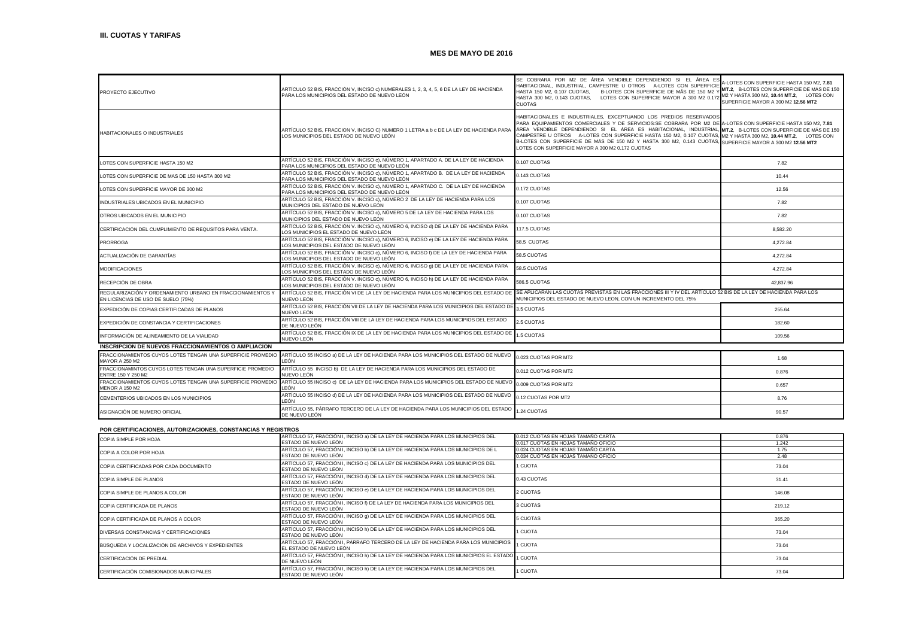### III. CUOTAS Y TARIFAS

## MES DE MAYO DE 2016

| | | | |
|---|---|---|---|
| PROYECTO EJECUTIVO | ARTÍCULO 52 BIS, FRACCIÓN V, INCISO c) NUMERALES 1, 2, 3, 4, 5, 6 DE LA LEY DE HACIENDA PARA LOS MUNICIPIOS DEL ESTADO DE NUEVO LEÓN | SE COBRARA POR M2 DE ÁREA VENDIBLE DEPENDIENDO SI EL ÁREA ES HABITACIONAL, INDUSTRIAL, CAMPESTRE U OTROS A-LOTES CON SUPERFICIE HASTA 150 M2, 0.107 CUOTAS, B-LOTES CON SUPERFICIE DE MÁS DE 150 M2 Y HASTA 300 M2, 0.143 CUOTAS, LOTES CON SUPERFICIE MAYOR A 300 M2 0.172 CUOTAS | A-LOTES CON SUPERFICIE HASTA 150 M2, **7.81 MT.2**, B-LOTES CON SUPERFICIE DE MÁS DE 150 M2 Y HASTA 300 M2, **10.44 MT.2**, LOTES CON SUPERFICIE MAYOR A 300 M2 **12.56 MT2** |
| HABITACIONALES O INDUSTRIALES | ARTÍCULO 52 BIS, FRACCION V, INCISO C) NUMERO 1 LETRA a b c DE LA LEY DE HACIENDA PARA LOS MUNICIPIOS DEL ESTADO DE NUEVO LEÓN | HABITACIONALES E INDUSTRIALES, EXCEPTUANDO LOS PREDIOS RESERVADOS PARA EQUIPAMIENTOS COMERCIALES Y DE SERVICIOS:SE COBRARA POR M2 DE ÁREA VENDIBLE DEPENDIENDO SI EL ÁREA ES HABITACIONAL, INDUSTRIAL, CAMPESTRE U OTROS A-LOTES CON SUPERFICIE HASTA 150 M2, 0.107 CUOTAS, B-LOTES CON SUPERFICIE DE MÁS DE 150 M2 Y HASTA 300 M2, 0.143 CUOTAS, LOTES CON SUPERFICIE MAYOR A 300 M2 0.172 CUOTAS | A-LOTES CON SUPERFICIE HASTA 150 M2, **7.81 MT.2**, B-LOTES CON SUPERFICIE DE MÁS DE 150 M2 Y HASTA 300 M2, **10.44 MT.2**, LOTES CON SUPERFICIE MAYOR A 300 M2 **12.56 MT2** |
| LOTES CON SUPERFICIE HASTA 150 M2 | ARTÍCULO 52 BIS, FRACCIÓN V. INCISO c), NÚMERO 1, APARTADO A. DE LA LEY DE HACIENDA PARA LOS MUNICIPIOS DEL ESTADO DE NUEVO LEÓN | 0.107 CUOTAS | 7.82 |
| LOTES CON SUPERFICIE DE MAS DE 150 HASTA 300 M2 | ARTÍCULO 52 BIS, FRACCIÓN V. INCISO c), NÚMERO 1, APARTADO B. DE LA LEY DE HACIENDA PARA LOS MUNICIPIOS DEL ESTADO DE NUEVO LEÓN | 0.143 CUOTAS | 10.44 |
| LOTES CON SUPERFICIE MAYOR DE 300 M2 | ARTÍCULO 52 BIS, FRACCIÓN V. INCISO c), NÚMERO 1, APARTADO C. DE LA LEY DE HACIENDA PARA LOS MUNICIPIOS DEL ESTADO DE NUEVO LEÓN | 0.172 CUOTAS | 12.56 |
| INDUSTRIALES UBICADOS EN EL MUNICIPIO | ARTÍCULO 52 BIS, FRACCIÓN V. INCISO c), NÚMERO 2 DE LA LEY DE HACIENDA PARA LOS MUNICIPIOS DEL ESTADO DE NUEVO LEÓN | 0.107 CUOTAS | 7.82 |
| OTROS UBICADOS EN EL MUNICIPIO | ARTÍCULO 52 BIS, FRACCIÓN V. INCISO c), NÚMERO 5 DE LA LEY DE HACIENDA PARA LOS MUNICIPIOS DEL ESTADO DE NUEVO LEÓN | 0.107 CUOTAS | 7.82 |
| CERTIFICACIÓN DEL CUMPLIMIENTO DE REQUSITOS PARA VENTA. | ARTÍCULO 52 BIS, FRACCIÓN V. INCISO c), NÚMERO 6, INCISO d) DE LA LEY DE HACIENDA PARA LOS MUNICIPIOS EL ESTADO DE NUEVO LEÓN | 117.5 CUOTAS | 8,582.20 |
| PRORROGA | ARTÍCULO 52 BIS, FRACCIÓN V. INCISO c), NÚMERO 6, INCISO e) DE LA LEY DE HACIENDA PARA LOS MUNICIPIOS DEL ESTADO DE NUEVO LEÓN | 58.5 CUOTAS | 4,272.84 |
| ACTUALIZACIÓN DE GARANTÍAS | ARTÍCULO 52 BIS, FRACCIÓN V. INCISO c), NÚMERO 6, INCISO f) DE LA LEY DE HACIENDA PARA LOS MUNICIPIOS DEL ESTADO DE NUEVO LEÓN | 58.5 CUOTAS | 4,272.84 |
| MODIFICACIONES | ARTÍCULO 52 BIS, FRACCIÓN V. INCISO c), NÚMERO 6, INCISO g) DE LA LEY DE HACIENDA PARA LOS MUNICIPIOS DEL ESTADO DE NUEVO LEÓN | 58.5 CUOTAS | 4,272.84 |
| RECEPCIÓN DE OBRA | ARTÍCULO 52 BIS, FRACCIÓN V. INCISO c), NÚMERO 6, INCISO h) DE LA LEY DE HACIENDA PARA LOS MUNICIPIOS DEL ESTADO DE NUEVO LEÓN | 586.5 CUOTAS | 42,837.96 |
| REGULARIZACIÓN Y ORDENAMIENTO URBANO EN FRACCIONAMIENTOS Y EN LICENCIAS DE USO DE SUELO (75%) | ARTÍCULO 52 BIS, FRACCIÓN VI DE LA LEY DE HACIENDA PARA LOS MUNICIPIOS DEL ESTADO DE NUEVO LEÓN | SE APLICARAN LAS CUOTAS PREVISTAS EN LAS FRACCIONES III Y IV DEL ARTÍCULO 52 BIS DE LA LEY DE HACIENDA PARA LOS MUNICIPIOS DEL ESTADO DE NUEVO LEON, CON UN INCREMENTO DEL 75% | |
| EXPEDICIÓN DE COPIAS CERTIFICADAS DE PLANOS | ARTÍCULO 52 BIS, FRACCIÓN VII DE LA LEY DE HACIENDA PARA LOS MUNICIPIOS DEL ESTADO DE NUEVO LEÓN | 3.5 CUOTAS | 255.64 |
| EXPEDICIÓN DE CONSTANCIA Y CERTIFICACIONES | ARTÍCULO 52 BIS, FRACCIÓN VIII DE LA LEY DE HACIENDA PARA LOS MUNICIPIOS DEL ESTADO DE NUEVO LEÓN | 2.5 CUOTAS | 182.60 |
| INFORMACIÓN DE ALINEAMIENTO DE LA VIALIDAD | ARTÍCULO 52 BIS, FRACCIÓN IX DE LA LEY DE HACIENDA PARA LOS MUNICIPIOS DEL ESTADO DE NUEVO LEÓN | 1.5 CUOTAS | 109.56 |

**INSCRIPCION DE NUEVOS FRACCIONAMIENTOS O AMPLIACION**

| | | | |
|---|---|---|---|
| FRACCIONAMIENTOS CUYOS LOTES TENGAN UNA SUPERFICIE PROMEDIO MAYOR A 250 M2 | ARTÍCULO 55 INCISO a) DE LA LEY DE HACIENDA PARA LOS MUNICIPIOS DEL ESTADO DE NUEVO LEÓN | 0.023 CUOTAS POR MT2 | 1.68 |
| FRACCIONAMINTOS CUYOS LOTES TENGAN UNA SUPERFICIE PROMEDIO ENTRE 150 Y 250 M2 | ARTÍCULO 55 INCISO b) DE LA LEY DE HACIENDA PARA LOS MUNICIPIOS DEL ESTADO DE NUEVO LEÓN | 0.012 CUOTAS POR MT2 | 0.876 |
| FRACCIONAMIENTOS CUYOS LOTES TENGAN UNA SUPERFICIE PROMEDIO MENOR A 150 M2 | ARTÍCULO 55 INCISO c) DE LA LEY DE HACIENDA PARA LOS MUNICIPIOS DEL ESTADO DE NUEVO LEÓN | 0.009 CUOTAS POR MT2 | 0.657 |
| CEMENTERIOS UBICADOS EN LOS MUNICIPIOS | ARTÍCULO 55 INCISO d) DE LA LEY DE HACIENDA PARA LOS MUNICIPIOS DEL ESTADO DE NUEVO LEÓN | 0.12 CUOTAS POR MT2 | 8.76 |
| ASIGNACIÓN DE NUMERO OFICIAL | ARTÍCULO 55, PÁRRAFO TERCERO DE LA LEY DE HACIENDA PARA LOS MUNICIPIOS DEL ESTADO DE NUEVO LEÓN | 1.24 CUOTAS | 90.57 |

**POR CERTIFICACIONES, AUTORIZACIONES, CONSTANCIAS Y REGISTROS**

| | | | |
|---|---|---|---|
| COPIA SIMPLE POR HOJA | ARTÍCULO 57, FRACCIÓN I, INCISO a) DE LA LEY DE HACIENDA PARA LOS MUNICIPIOS DEL ESTADO DE NUEVO LEÓN | 0.012 CUOTAS EN HOJAS TAMAÑO CARTA | 0.876 |
| | | 0.017 CUOTAS EN HOJAS TAMAÑO OFICIO | 1.242 |
| COPIA A COLOR POR HOJA | ARTÍCULO 57, FRACCIÓN I, INCISO b) DE LA LEY DE HACIENDA PARA LOS MUNICIPIOS DE L ESTADO DE NUEVO LEÓN | 0.024 CUOTAS EN HOJAS TAMAÑO CARTA | 1.75 |
| | | 0.034 CUOTAS EN HOJAS TAMAÑO OFICIO | 2.48 |
| COPIA CERTIFICADAS POR CADA DOCUMENTO | ARTÍCULO 57, FRACCIÓN I, INCISO c) DE LA LEY DE HACIENDA PARA LOS MUNICIPIOS DEL ESTADO DE NUEVO LEÓN | 1 CUOTA | 73.04 |
| COPIA SIMPLE DE PLANOS | ARTÍCULO 57, FRACCIÓN I, INCISO d) DE LA LEY DE HACIENDA PARA LOS MUNICIPIOS DEL ESTADO DE NUEVO LEÓN | 0.43 CUOTAS | 31.41 |
| COPIA SIMPLE DE PLANOS A COLOR | ARTÍCULO 57, FRACCIÓN I, INCISO e) DE LA LEY DE HACIENDA PARA LOS MUNICIPIOS DEL ESTADO DE NUEVO LEÓN | 2 CUOTAS | 146.08 |
| COPIA CERTIFICADA DE PLANOS | ARTÍCULO 57, FRACCIÓN I, INCISO f) DE LA LEY DE HACIENDA PARA LOS MUNICIPIOS DEL ESTADO DE NUEVO LEÓN | 3 CUOTAS | 219.12 |
| COPIA CERTIFICADA DE PLANOS A COLOR | ARTÍCULO 57, FRACCIÓN I, INCISO g) DE LA LEY DE HACIENDA PARA LOS MUNICIPIOS DEL ESTADO DE NUEVO LEÓN | 5 CUOTAS | 365.20 |
| DIVERSAS CONSTANCIAS Y CERTIFICACIONES | ARTÍCULO 57, FRACCIÓN I, INCISO h) DE LA LEY DE HACIENDA PARA LOS MUNICIPIOS DEL ESTADO DE NUEVO LEÓN | 1 CUOTA | 73.04 |
| BÚSQUEDA Y LOCALIZACIÓN DE ARCHIVOS Y EXPEDIENTES | ARTÍCULO 57, FRACCIÓN I, PÁRRAFO TERCERO DE LA LEY DE HACIENDA PARA LOS MUNICIPIOS EL ESTADO DE NUEVO LEÓN | 1 CUOTA | 73.04 |
| CERTIFICACIÓN DE PREDIAL | ARTÍCULO 57, FRACCIÓN I, INCISO h) DE LA LEY DE HACIENDA PARA LOS MUNICIPIOS EL ESTADO DE NUEVO LEÓN | 1 CUOTA | 73.04 |
| CERTIFICACIÓN COMISIONADOS MUNICIPALES | ARTÍCULO 57, FRACCIÓN I, INCISO h) DE LA LEY DE HACIENDA PARA LOS MUNICIPIOS DEL ESTADO DE NUEVO LEÓN | 1 CUOTA | 73.04 |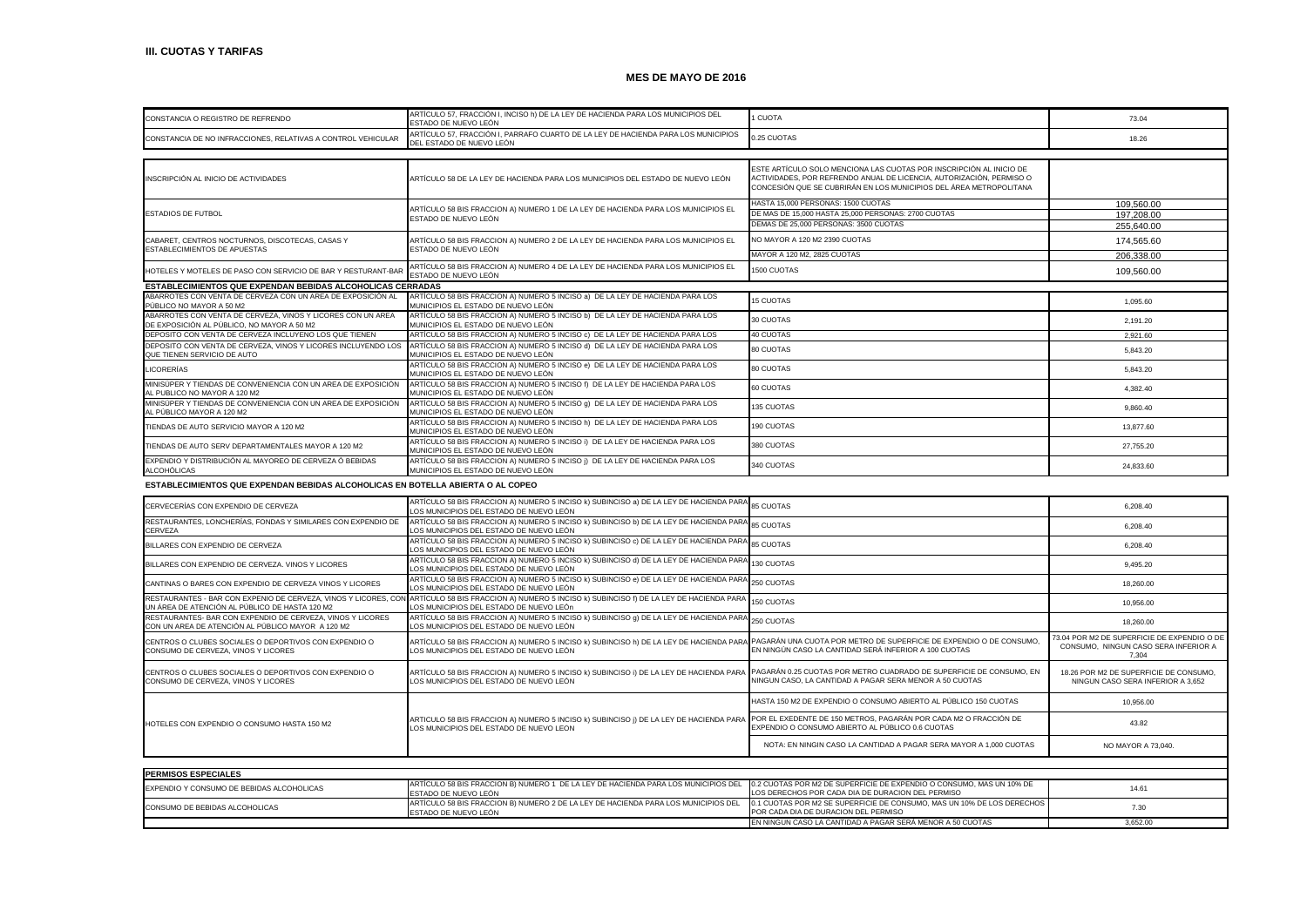### III. CUOTAS Y TARIFAS

## MES DE MAYO DE 2016

| | | | |
|---|---|---|---|
| CONSTANCIA O REGISTRO DE REFRENDO | ARTÍCULO 57, FRACCIÓN I, INCISO h) DE LA LEY DE HACIENDA PARA LOS MUNICIPIOS DEL ESTADO DE NUEVO LEÓN | 1 CUOTA | 73.04 |
| CONSTANCIA DE NO INFRACCIONES, RELATIVAS A CONTROL VEHICULAR | ARTÍCULO 57, FRACCIÓN I, PARRAFO CUARTO DE LA LEY DE HACIENDA PARA LOS MUNICIPIOS DEL ESTADO DE NUEVO LEÓN | 0.25 CUOTAS | 18.26 |

| | | | |
|---|---|---|---|
| INSCRIPCIÓN AL INICIO DE ACTIVIDADES | ARTÍCULO 58 DE LA LEY DE HACIENDA PARA LOS MUNICIPIOS DEL ESTADO DE NUEVO LEÓN | ESTE ARTÍCULO SOLO MENCIONA LAS CUOTAS POR INSCRIPCIÓN AL INICIO DE ACTIVIDADES, POR REFRENDO ANUAL DE LICENCIA, AUTORIZACIÓN, PERMISO O CONCESIÓN QUE SE CUBRIRÁN EN LOS MUNICIPIOS DEL ÁREA METROPOLITANA | |
| ESTADIOS DE FUTBOL | ARTÍCULO 58 BIS FRACCION A) NUMERO 1 DE LA LEY DE HACIENDA PARA LOS MUNICIPIOS EL ESTADO DE NUEVO LEÓN | HASTA 15,000 PERSONAS: 1500 CUOTAS | 109,560.00 |
| | | DE MAS DE 15,000 HASTA 25,000 PERSONAS: 2700 CUOTAS | 197,208.00 |
| | | DEMAS DE 25,000 PERSONAS: 3500 CUOTAS | 255,640.00 |
| CABARET, CENTROS NOCTURNOS, DISCOTECAS, CASAS Y ESTABLECIMIENTOS DE APUESTAS | ARTÍCULO 58 BIS FRACCION A) NUMERO 2 DE LA LEY DE HACIENDA PARA LOS MUNICIPIOS EL ESTADO DE NUEVO LEÓN | NO MAYOR A 120 M2 2390 CUOTAS | 174,565.60 |
| | | MAYOR A 120 M2, 2825 CUOTAS | 206,338.00 |
| HOTELES Y MOTELES DE PASO CON SERVICIO DE BAR Y RESTURANT-BAR | ARTÍCULO 58 BIS FRACCION A) NUMERO 4 DE LA LEY DE HACIENDA PARA LOS MUNICIPIOS EL ESTADO DE NUEVO LEÓN | 1500 CUOTAS | 109,560.00 |
| **ESTABLECIMIENTOS QUE EXPENDAN BEBIDAS ALCOHOLICAS CERRADAS** | | | |
| ABARROTES CON VENTA DE CERVEZA CON UN AREA DE EXPOSICIÓN AL PÚBLICO NO MAYOR A 50 M2 | ARTÍCULO 58 BIS FRACCION A) NUMERO 5 INCISO a) DE LA LEY DE HACIENDA PARA LOS MUNICIPIOS EL ESTADO DE NUEVO LEÓN | 15 CUOTAS | 1,095.60 |
| ABARROTES CON VENTA DE CERVEZA, VINOS Y LICORES CON UN AREA DE EXPOSICIÓN AL PÚBLICO, NO MAYOR A 50 M2 | ARTÍCULO 58 BIS FRACCION A) NUMERO 5 INCISO b) DE LA LEY DE HACIENDA PARA LOS MUNICIPIOS EL ESTADO DE NUEVO LEÓN | 30 CUOTAS | 2,191.20 |
| DEPOSITO CON VENTA DE CERVEZA INCLUYENO LOS QUE TIENEN | ARTÍCULO 58 BIS FRACCION A) NUMERO 5 INCISO c) DE LA LEY DE HACIENDA PARA LOS | 40 CUOTAS | 2,921.60 |
| DEPOSITO CON VENTA DE CERVEZA, VINOS Y LICORES INCLUYENDO LOS QUE TIENEN SERVICIO DE AUTO | ARTÍCULO 58 BIS FRACCION A) NUMERO 5 INCISO d) DE LA LEY DE HACIENDA PARA LOS MUNICIPIOS EL ESTADO DE NUEVO LEÓN | 80 CUOTAS | 5,843.20 |
| LICORERÍAS | ARTÍCULO 58 BIS FRACCION A) NUMERO 5 INCISO e) DE LA LEY DE HACIENDA PARA LOS MUNICIPIOS EL ESTADO DE NUEVO LEÓN | 80 CUOTAS | 5,843.20 |
| MINISÚPER Y TIENDAS DE CONVENIENCIA CON UN AREA DE EXPOSICIÓN AL PUBLICO NO MAYOR A 120 M2 | ARTÍCULO 58 BIS FRACCION A) NUMERO 5 INCISO f) DE LA LEY DE HACIENDA PARA LOS MUNICIPIOS EL ESTADO DE NUEVO LEÓN | 60 CUOTAS | 4,382.40 |
| MINISÚPER Y TIENDAS DE CONVENIENCIA CON UN AREA DE EXPOSICIÓN AL PÚBLICO MAYOR A 120 M2 | ARTÍCULO 58 BIS FRACCION A) NUMERO 5 INCISO g) DE LA LEY DE HACIENDA PARA LOS MUNICIPIOS EL ESTADO DE NUEVO LEÓN | 135 CUOTAS | 9,860.40 |
| TIENDAS DE AUTO SERVICIO MAYOR A 120 M2 | ARTÍCULO 58 BIS FRACCION A) NUMERO 5 INCISO h) DE LA LEY DE HACIENDA PARA LOS MUNICIPIOS EL ESTADO DE NUEVO LEÓN | 190 CUOTAS | 13,877.60 |
| TIENDAS DE AUTO SERV DEPARTAMENTALES MAYOR A 120 M2 | ARTÍCULO 58 BIS FRACCION A) NUMERO 5 INCISO i) DE LA LEY DE HACIENDA PARA LOS MUNICIPIOS EL ESTADO DE NUEVO LEÓN | 380 CUOTAS | 27,755.20 |
| EXPENDIO Y DISTRIBUCIÓN AL MAYOREO DE CERVEZA Ó BEBIDAS ALCOHÓLICAS | ARTÍCULO 58 BIS FRACCION A) NUMERO 5 INCISO j) DE LA LEY DE HACIENDA PARA LOS MUNICIPIOS EL ESTADO DE NUEVO LEÓN | 340 CUOTAS | 24,833.60 |

**ESTABLECIMIENTOS QUE EXPENDAN BEBIDAS ALCOHOLICAS EN BOTELLA ABIERTA O AL COPEO**

| | | | |
|---|---|---|---|
| CERVECERÍAS CON EXPENDIO DE CERVEZA | ARTÍCULO 58 BIS FRACCION A) NUMERO 5 INCISO k) SUBINCISO a) DE LA LEY DE HACIENDA PARA LOS MUNICIPIOS DEL ESTADO DE NUEVO LEÓN | 85 CUOTAS | 6,208.40 |
| RESTAURANTES, LONCHERÍAS, FONDAS Y SIMILARES CON EXPENDIO DE CERVEZA | ARTÍCULO 58 BIS FRACCION A) NUMERO 5 INCISO k) SUBINCISO b) DE LA LEY DE HACIENDA PARA LOS MUNICIPIOS DEL ESTADO DE NUEVO LEÓN | 85 CUOTAS | 6,208.40 |
| BILLARES CON EXPENDIO DE CERVEZA | ARTÍCULO 58 BIS FRACCION A) NUMERO 5 INCISO k) SUBINCISO c) DE LA LEY DE HACIENDA PARA LOS MUNICIPIOS DEL ESTADO DE NUEVO LEÓN | 85 CUOTAS | 6,208.40 |
| BILLARES CON EXPENDIO DE CERVEZA. VINOS Y LICORES | ARTÍCULO 58 BIS FRACCION A) NUMERO 5 INCISO k) SUBINCISO d) DE LA LEY DE HACIENDA PARA LOS MUNICIPIOS DEL ESTADO DE NUEVO LEÓN | 130 CUOTAS | 9,495.20 |
| CANTINAS O BARES CON EXPENDIO DE CERVEZA VINOS Y LICORES | ARTÍCULO 58 BIS FRACCION A) NUMERO 5 INCISO k) SUBINCISO e) DE LA LEY DE HACIENDA PARA LOS MUNICIPIOS DEL ESTADO DE NUEVO LEÓN | 250 CUOTAS | 18,260.00 |
| RESTAURANTES - BAR CON EXPENIO DE CERVEZA, VINOS Y LICORES, CON UN ÁREA DE ATENCIÓN AL PÚBLICO DE HASTA 120 M2 | ARTÍCULO 58 BIS FRACCION A) NUMERO 5 INCISO k) SUBINCISO f) DE LA LEY DE HACIENDA PARA LOS MUNICIPIOS DEL ESTADO DE NUEVO LEÓn | 150 CUOTAS | 10,956.00 |
| RESTAURANTES- BAR CON EXPENDIO DE CERVEZA, VINOS Y LICORES CON UN AREA DE ATENCIÓN AL PÚBLICO MAYOR A 120 M2 | ARTÍCULO 58 BIS FRACCION A) NUMERO 5 INCISO k) SUBINCISO g) DE LA LEY DE HACIENDA PARA LOS MUNICIPIOS DEL ESTADO DE NUEVO LEÓN | 250 CUOTAS | 18,260.00 |
| CENTROS O CLUBES SOCIALES O DEPORTIVOS CON EXPENDIO O CONSUMO DE CERVEZA, VINOS Y LICORES | ARTÍCULO 58 BIS FRACCION A) NUMERO 5 INCISO k) SUBINCISO h) DE LA LEY DE HACIENDA PARA LOS MUNICIPIOS DEL ESTADO DE NUEVO LEÓN | PAGARÁN UNA CUOTA POR METRO DE SUPERFICIE DE EXPENDIO O DE CONSUMO, EN NINGÚN CASO LA CANTIDAD SERÁ INFERIOR A 100 CUOTAS | 73.04 POR M2 DE SUPERFICIE DE EXPENDIO O DE CONSUMO, NINGUN CASO SERA INFERIOR A 7,304 |
| CENTROS O CLUBES SOCIALES O DEPORTIVOS CON EXPENDIO O CONSUMO DE CERVEZA, VINOS Y LICORES | ARTÍCULO 58 BIS FRACCION A) NUMERO 5 INCISO k) SUBINCISO i) DE LA LEY DE HACIENDA PARA LOS MUNICIPIOS DEL ESTADO DE NUEVO LEÓN | PAGARÁN 0.25 CUOTAS POR METRO CUADRADO DE SUPERFICIE DE CONSUMO, EN NINGUN CASO, LA CANTIDAD A PAGAR SERA MENOR A 50 CUOTAS | 18.26 POR M2 DE SUPERFICIE DE CONSUMO, NINGUN CASO SERA INFERIOR A 3,652 |
| HOTELES CON EXPENDIO O CONSUMO HASTA 150 M2 | ARTÍCULO 58 BIS FRACCION A) NUMERO 5 INCISO k) SUBINCISO j) DE LA LEY DE HACIENDA PARA LOS MUNICIPIOS DEL ESTADO DE NUEVO LEON | HASTA 150 M2 DE EXPENDIO O CONSUMO ABIERTO AL PÚBLICO 150 CUOTAS | 10,956.00 |
| | | POR EL EXEDENTE DE 150 METROS, PAGARÁN POR CADA M2 O FRACCIÓN DE EXPENDIO O CONSUMO ABIERTO AL PÚBLICO 0.6 CUOTAS | 43.82 |
| | | NOTA: EN NINGIN CASO LA CANTIDAD A PAGAR SERA MAYOR A 1,000 CUOTAS | NO MAYOR A 73,040. |

| | | | |
|---|---|---|---|
| **PERMISOS ESPECIALES** | | | |
| EXPENDIO Y CONSUMO DE BEBIDAS ALCOHOLICAS | ARTÍCULO 58 BIS FRACCION B) NUMERO 1 DE LA LEY DE HACIENDA PARA LOS MUNICIPIOS DEL ESTADO DE NUEVO LEÓN | 0.2 CUOTAS POR M2 DE SUPERFICIE DE EXPENDIO O CONSUMO, MAS UN 10% DE LOS DERECHOS POR CADA DIA DE DURACION DEL PERMISO | 14.61 |
| CONSUMO DE BEBIDAS ALCOHOLICAS | ARTÍCULO 58 BIS FRACCION B) NUMERO 2 DE LA LEY DE HACIENDA PARA LOS MUNICIPIOS DEL ESTADO DE NUEVO LEÓN | 0.1 CUOTAS POR M2 SE SUPERFICIE DE CONSUMO, MAS UN 10% DE LOS DERECHOS POR CADA DIA DE DURACION DEL PERMISO | 7.30 |
| | | EN NINGUN CASO LA CANTIDAD A PAGAR SERÁ MENOR A 50 CUOTAS | 3,652.00 |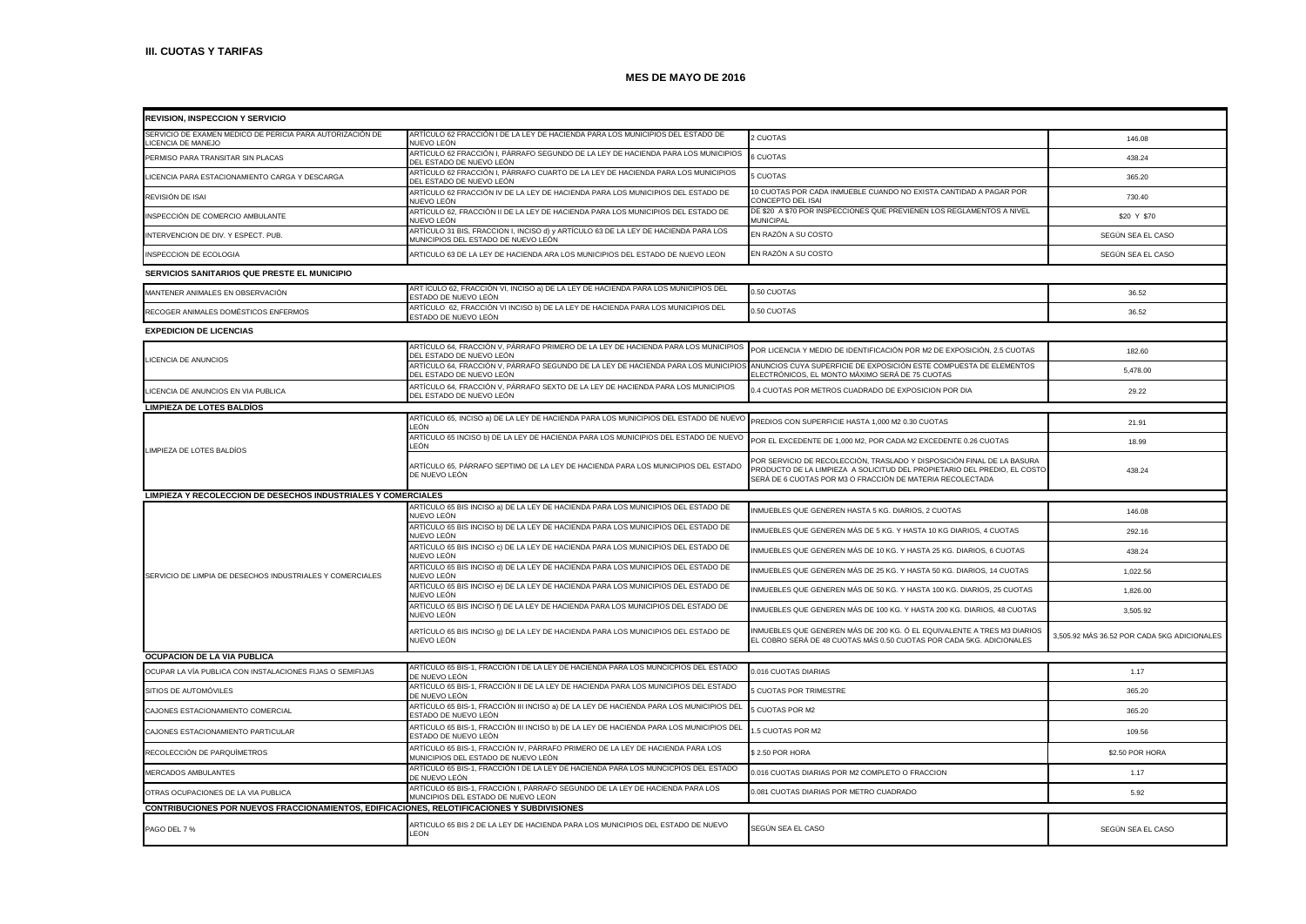### III. CUOTAS Y TARIFAS

**MES DE MAYO DE 2016**

| | | | |
|---|---|---|---|
| **REVISION, INSPECCION Y SERVICIO** | | | |
| SERVICIO DE EXAMEN MEDICO DE PERICIA PARA AUTORIZACIÓN DE LICENCIA DE MANEJO | ARTÍCULO 62 FRACCIÓN I DE LA LEY DE HACIENDA PARA LOS MUNICIPIOS DEL ESTADO DE NUEVO LEÓN | 2 CUOTAS | 146.08 |
| PERMISO PARA TRANSITAR SIN PLACAS | ARTÍCULO 62 FRACCIÓN I, PÁRRAFO SEGUNDO DE LA LEY DE HACIENDA PARA LOS MUNICIPIOS DEL ESTADO DE NUEVO LEÓN | 6 CUOTAS | 438.24 |
| LICENCIA PARA ESTACIONAMIENTO CARGA Y DESCARGA | ARTÍCULO 62 FRACCIÓN I, PÁRRAFO CUARTO DE LA LEY DE HACIENDA PARA LOS MUNICIPIOS DEL ESTADO DE NUEVO LEÓN | 5 CUOTAS | 365.20 |
| REVISIÓN DE ISAI | ARTÍCULO 62 FRACCIÓN IV DE LA LEY DE HACIENDA PARA LOS MUNICIPIOS DEL ESTADO DE NUEVO LEÓN | 10 CUOTAS POR CADA INMUEBLE CUANDO NO EXISTA CANTIDAD A PAGAR POR CONCEPTO DEL ISAI | 730.40 |
| INSPECCIÓN DE COMERCIO AMBULANTE | ARTÍCULO 62, FRACCIÓN II DE LA LEY DE HACIENDA PARA LOS MUNICIPIOS DEL ESTADO DE NUEVO LEÓN | DE $20 A $70 POR INSPECCIONES QUE PREVIENEN LOS REGLAMENTOS A NIVEL MUNICIPAL | $20 Y $70 |
| INTERVENCION DE DIV. Y ESPECT. PUB. | ARTÍCULO 31 BIS, FRACCIÓN I, INCISO d) y ARTÍCULO 63 DE LA LEY DE HACIENDA PARA LOS MUNICIPIOS DEL ESTADO DE NUEVO LEÓN | EN RAZÓN A SU COSTO | SEGÚN SEA EL CASO |
| INSPECCION DE ECOLOGIA | ARTICULO 63 DE LA LEY DE HACIENDA ARA LOS MUNICIPIOS DEL ESTADO DE NUEVO LEON | EN RAZÓN A SU COSTO | SEGÚN SEA EL CASO |
| **SERVICIOS SANITARIOS QUE PRESTE EL MUNICIPIO** | | | |
| MANTENER ANIMALES EN OBSERVACIÓN | ART ÍCULO 62, FRACCIÓN VI, INCISO a) DE LA LEY DE HACIENDA PARA LOS MUNICIPIOS DEL ESTADO DE NUEVO LEÓN | 0.50 CUOTAS | 36.52 |
| RECOGER ANIMALES DOMÉSTICOS ENFERMOS | ARTÍCULO 62, FRACCIÓN VI INCISO b) DE LA LEY DE HACIENDA PARA LOS MUNICIPIOS DEL ESTADO DE NUEVO LEÓN | 0.50 CUOTAS | 36.52 |
| **EXPEDICION DE LICENCIAS** | | | |
| LICENCIA DE ANUNCIOS | ARTÍCULO 64, FRACCIÓN V, PÁRRAFO PRIMERO DE LA LEY DE HACIENDA PARA LOS MUNICIPIOS DEL ESTADO DE NUEVO LEÓN | POR LICENCIA Y MEDIO DE IDENTIFICACIÓN POR M2 DE EXPOSICIÓN, 2.5 CUOTAS | 182.60 |
| | ARTÍCULO 64, FRACCIÓN V, PÁRRAFO SEGUNDO DE LA LEY DE HACIENDA PARA LOS MUNICIPIOS DEL ESTADO DE NUEVO LEÓN | ANUNCIOS CUYA SUPERFICIE DE EXPOSICIÓN ESTÉ COMPUESTA DE ELEMENTOS ELECTRÓNICOS, EL MONTO MÁXIMO SERÁ DE 75 CUOTAS | 5,478.00 |
| LICENCIA DE ANUNCIOS EN VIA PUBLICA | ARTÍCULO 64, FRACCIÓN V, PÁRRAFO SEXTO DE LA LEY DE HACIENDA PARA LOS MUNICIPIOS DEL ESTADO DE NUEVO LEÓN | 0.4 CUOTAS POR METROS CUADRADO DE EXPOSICION POR DIA | 29.22 |
| **LIMPIEZA DE LOTES BALDÍOS** | | | |
| LIMPIEZA DE LOTES BALDÍOS | ARTÍCULO 65, INCISO a) DE LA LEY DE HACIENDA PARA LOS MUNICIPIOS DEL ESTADO DE NUEVO LEÓN | PREDIOS CON SUPERFICIE HASTA 1,000 M2 0.30 CUOTAS | 21.91 |
| | ARTÍCULO 65 INCISO b) DE LA LEY DE HACIENDA PARA LOS MUNICIPIOS DEL ESTADO DE NUEVO LEÓN | POR EL EXCEDENTE DE 1,000 M2, POR CADA M2 EXCEDENTE 0.26 CUOTAS | 18.99 |
| | ARTÍCULO 65, PÁRRAFO SEPTIMO DE LA LEY DE HACIENDA PARA LOS MUNICIPIOS DEL ESTADO DE NUEVO LEÓN | POR SERVICIO DE RECOLECCIÓN, TRASLADO Y DISPOSICIÓN FINAL DE LA BASURA PRODUCTO DE LA LIMPIEZA A SOLICITUD DEL PROPIETARIO DEL PREDIO, EL COSTO SERÁ DE 6 CUOTAS POR M3 O FRACCIÓN DE MATERIA RECOLECTADA | 438.24 |
| **LIMPIEZA Y RECOLECCION DE DESECHOS INDUSTRIALES Y COMERCIALES** | | | |
| SERVICIO DE LIMPIA DE DESECHOS INDUSTRIALES Y COMERCIALES | ARTÍCULO 65 BIS INCISO a) DE LA LEY DE HACIENDA PARA LOS MUNICIPIOS DEL ESTADO DE NUEVO LEÓN | INMUEBLES QUE GENEREN HASTA 5 KG. DIARIOS, 2 CUOTAS | 146.08 |
| | ARTÍCULO 65 BIS INCISO b) DE LA LEY DE HACIENDA PARA LOS MUNICIPIOS DEL ESTADO DE NUEVO LEÓN | INMUEBLES QUE GENEREN MÁS DE 5 KG. Y HASTA 10 KG DIARIOS, 4 CUOTAS | 292.16 |
| | ARTÍCULO 65 BIS INCISO c) DE LA LEY DE HACIENDA PARA LOS MUNICIPIOS DEL ESTADO DE NUEVO LEÓN | INMUEBLES QUE GENEREN MÁS DE 10 KG. Y HASTA 25 KG. DIARIOS, 6 CUOTAS | 438.24 |
| | ARTÍCULO 65 BIS INCISO d) DE LA LEY DE HACIENDA PARA LOS MUNICIPIOS DEL ESTADO DE NUEVO LEÓN | INMUEBLES QUE GENEREN MÁS DE 25 KG. Y HASTA 50 KG. DIARIOS, 14 CUOTAS | 1,022.56 |
| | ARTÍCULO 65 BIS INCISO e) DE LA LEY DE HACIENDA PARA LOS MUNICIPIOS DEL ESTADO DE NUEVO LEÓN | INMUEBLES QUE GENEREN MÁS DE 50 KG. Y HASTA 100 KG. DIARIOS, 25 CUOTAS | 1,826.00 |
| | ARTÍCULO 65 BIS INCISO f) DE LA LEY DE HACIENDA PARA LOS MUNICIPIOS DEL ESTADO DE NUEVO LEÓN | INMUEBLES QUE GENEREN MÁS DE 100 KG. Y HASTA 200 KG. DIARIOS, 48 CUOTAS | 3,505.92 |
| | ARTÍCULO 65 BIS INCISO g) DE LA LEY DE HACIENDA PARA LOS MUNICIPIOS DEL ESTADO DE NUEVO LEÓN | INMUEBLES QUE GENEREN MÁS DE 200 KG. Ó EL EQUIVALENTE A TRES M3 DIARIOS EL COBRO SERÁ DE 48 CUOTAS MÁS 0.50 CUOTAS POR CADA 5KG. ADICIONALES | 3,505.92 MÁS 36.52 POR CADA 5KG ADICIONALES |
| **OCUPACION DE LA VIA PUBLICA** | | | |
| OCUPAR LA VÍA PUBLICA CON INSTALACIONES FIJAS O SEMIFIJAS | ARTÍCULO 65 BIS-1, FRACCIÓN I DE LA LEY DE HACIENDA PARA LOS MUNCICPIOS DEL ESTADO DE NUEVO LEÓN | 0.016 CUOTAS DIARIAS | 1.17 |
| SITIOS DE AUTOMÓVILES | ARTÍCULO 65 BIS-1, FRACCIÓN II DE LA LEY DE HACIENDA PARA LOS MUNICIPIOS DEL ESTADO DE NUEVO LEÓN | 5 CUOTAS POR TRIMESTRE | 365.20 |
| CAJONES ESTACIONAMIENTO COMERCIAL | ARTÍCULO 65 BIS-1, FRACCIÓN III INCISO a) DE LA LEY DE HACIENDA PARA LOS MUNICIPIOS DEL ESTADO DE NUEVO LEÓN | 5 CUOTAS POR M2 | 365.20 |
| CAJONES ESTACIONAMIENTO PARTICULAR | ARTÍCULO 65 BIS-1, FRACCIÓN III INCISO b) DE LA LEY DE HACIENDA PARA LOS MUNICIPIOS DEL ESTADO DE NUEVO LEÓN | 1.5 CUOTAS POR M2 | 109.56 |
| RECOLECCIÓN DE PARQUÍMETROS | ARTÍCULO 65 BIS-1, FRACCIÓN IV, PÁRRAFO PRIMERO DE LA LEY DE HACIENDA PARA LOS MUNICIPIOS DEL ESTADO DE NUEVO LEÓN | $ 2.50 POR HORA | $2.50 POR HORA |
| MERCADOS AMBULANTES | ARTÍCULO 65 BIS-1, FRACCIÓN I DE LA LEY DE HACIENDA PARA LOS MUNCICPIOS DEL ESTADO DE NUEVO LEÓN | 0.016 CUOTAS DIARIAS POR M2 COMPLETO O FRACCION | 1.17 |
| OTRAS OCUPACIONES DE LA VIA PUBLICA | ARTÍCULO 65 BIS-1, FRACCIÓN I, PÁRRAFO SEGUNDO DE LA LEY DE HACIENDA PARA LOS MUNCIPIOS DEL ESTADO DE NUEVO LEON | 0.081 CUOTAS DIARIAS POR METRO CUADRADO | 5.92 |
| **CONTRIBUCIONES POR NUEVOS FRACCIONAMIENTOS, EDIFICACIONES, RELOTIFICACIONES Y SUBDIVISIONES** | | | |
| PAGO DEL 7 % | ARTICULO 65 BIS 2 DE LA LEY DE HACIENDA PARA LOS MUNICIPIOS DEL ESTADO DE NUEVO LEON | SEGÚN SEA EL CASO | SEGÚN SEA EL CASO |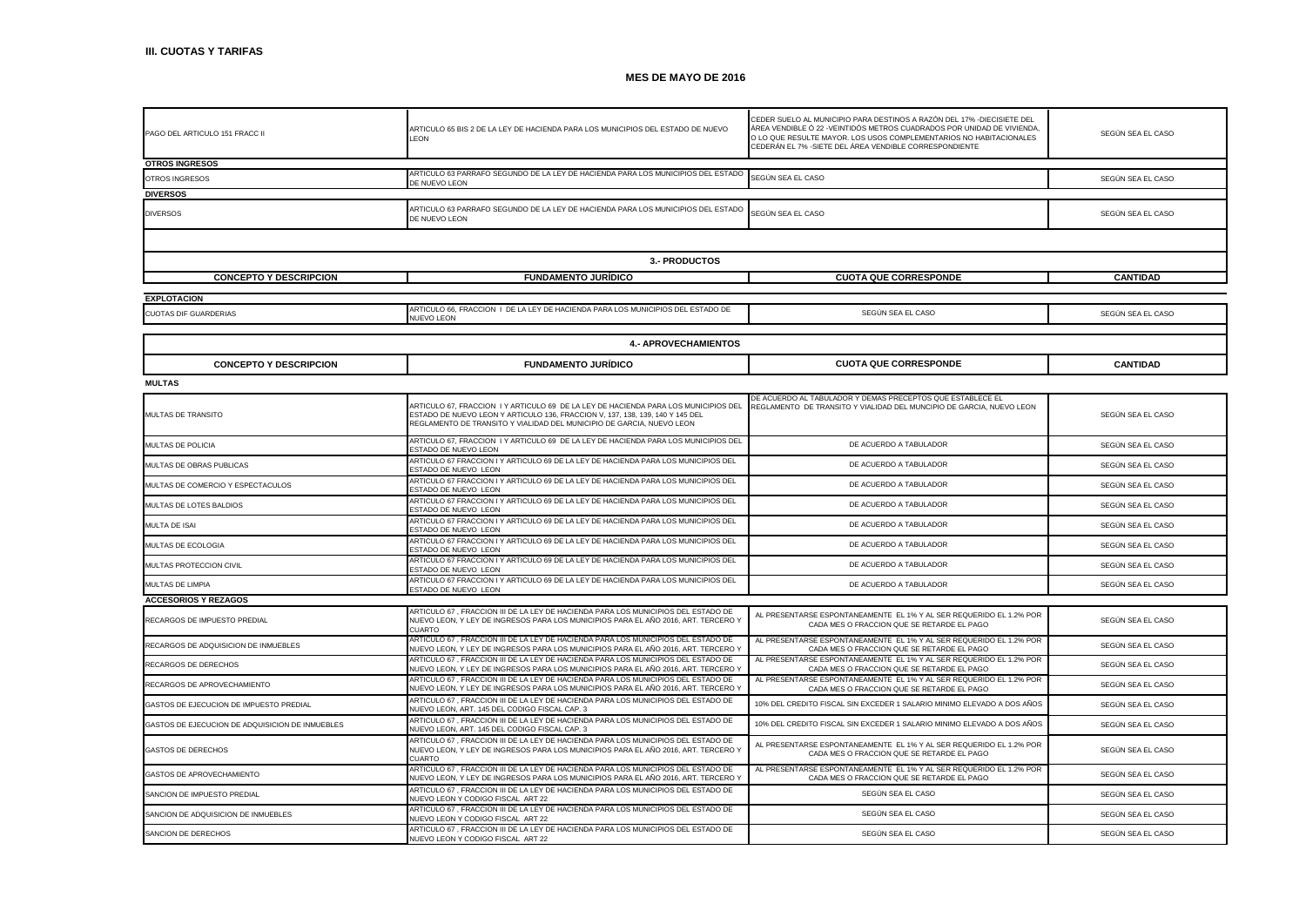### III. CUOTAS Y TARIFAS

**MES DE MAYO DE 2016**

| | | | |
|---|---|---|---|
| PAGO DEL ARTICULO 151 FRACC II | ARTICULO 65 BIS 2 DE LA LEY DE HACIENDA PARA LOS MUNICIPIOS DEL ESTADO DE NUEVO LEON | CEDER SUELO AL MUNICIPIO PARA DESTINOS A RAZÓN DEL 17% -DIECISIETE DEL ÁREA VENDIBLE Ó 22 -VEINTIDÓS METROS CUADRADOS POR UNIDAD DE VIVIENDA, O LO QUE RESULTE MAYOR. LOS USOS COMPLEMENTARIOS NO HABITACIONALES CEDERÁN EL 7% -SIETE DEL ÁREA VENDIBLE CORRESPONDIENTE | SEGÚN SEA EL CASO |
| **OTROS INGRESOS** | | | |
| OTROS INGRESOS | ARTICULO 63 PARRAFO SEGUNDO DE LA LEY DE HACIENDA PARA LOS MUNICIPIOS DEL ESTADO DE NUEVO LEON | SEGÚN SEA EL CASO | SEGÚN SEA EL CASO |
| **DIVERSOS** | | | |
| DIVERSOS | ARTICULO 63 PARRAFO SEGUNDO DE LA LEY DE HACIENDA PARA LOS MUNICIPIOS DEL ESTADO DE NUEVO LEON | SEGÚN SEA EL CASO | SEGÚN SEA EL CASO |

**3.- PRODUCTOS**

| CONCEPTO Y DESCRIPCION | FUNDAMENTO JURÍDICO | CUOTA QUE CORRESPONDE | CANTIDAD |
|---|---|---|---|
| **EXPLOTACION** | | | |
| CUOTAS DIF GUARDERIAS | ARTICULO 66, FRACCION I DE LA LEY DE HACIENDA PARA LOS MUNICIPIOS DEL ESTADO DE NUEVO LEON | SEGÚN SEA EL CASO | SEGÚN SEA EL CASO |

**4.- APROVECHAMIENTOS**

| CONCEPTO Y DESCRIPCION | FUNDAMENTO JURÍDICO | CUOTA QUE CORRESPONDE | CANTIDAD |
|---|---|---|---|
| **MULTAS** | | | |
| MULTAS DE TRANSITO | ARTICULO 67, FRACCION I Y ARTICULO 69 DE LA LEY DE HACIENDA PARA LOS MUNICIPIOS DEL ESTADO DE NUEVO LEON Y ARTICULO 136, FRACCION V, 137, 138, 139, 140 Y 145 DEL REGLAMENTO DE TRANSITO Y VIALIDAD DEL MUNICIPIO DE GARCIA, NUEVO LEON | DE ACUERDO AL TABULADOR Y DEMAS PRECEPTOS QUE ESTABLECE EL REGLAMENTO DE TRANSITO Y VIALIDAD DEL MUNCIPIO DE GARCIA, NUEVO LEON | SEGÚN SEA EL CASO |
| MULTAS DE POLICIA | ARTICULO 67, FRACCION I Y ARTICULO 69 DE LA LEY DE HACIENDA PARA LOS MUNICIPIOS DEL ESTADO DE NUEVO LEON | DE ACUERDO A TABULADOR | SEGÚN SEA EL CASO |
| MULTAS DE OBRAS PUBLICAS | ARTICULO 67 FRACCION I Y ARTICULO 69 DE LA LEY DE HACIENDA PARA LOS MUNICIPIOS DEL ESTADO DE NUEVO LEON | DE ACUERDO A TABULADOR | SEGÚN SEA EL CASO |
| MULTAS DE COMERCIO Y ESPECTACULOS | ARTICULO 67 FRACCION I Y ARTICULO 69 DE LA LEY DE HACIENDA PARA LOS MUNICIPIOS DEL ESTADO DE NUEVO LEON | DE ACUERDO A TABULADOR | SEGÚN SEA EL CASO |
| MULTAS DE LOTES BALDIOS | ARTICULO 67 FRACCION I Y ARTICULO 69 DE LA LEY DE HACIENDA PARA LOS MUNICIPIOS DEL ESTADO DE NUEVO LEON | DE ACUERDO A TABULADOR | SEGÚN SEA EL CASO |
| MULTA DE ISAI | ARTICULO 67 FRACCION I Y ARTICULO 69 DE LA LEY DE HACIENDA PARA LOS MUNICIPIOS DEL ESTADO DE NUEVO LEON | DE ACUERDO A TABULADOR | SEGÚN SEA EL CASO |
| MULTAS DE ECOLOGIA | ARTICULO 67 FRACCION I Y ARTICULO 69 DE LA LEY DE HACIENDA PARA LOS MUNICIPIOS DEL ESTADO DE NUEVO LEON | DE ACUERDO A TABULADOR | SEGÚN SEA EL CASO |
| MULTAS PROTECCION CIVIL | ARTICULO 67 FRACCION I Y ARTICULO 69 DE LA LEY DE HACIENDA PARA LOS MUNICIPIOS DEL ESTADO DE NUEVO LEON | DE ACUERDO A TABULADOR | SEGÚN SEA EL CASO |
| MULTAS DE LIMPIA | ARTICULO 67 FRACCION I Y ARTICULO 69 DE LA LEY DE HACIENDA PARA LOS MUNICIPIOS DEL ESTADO DE NUEVO LEON | DE ACUERDO A TABULADOR | SEGÚN SEA EL CASO |
| **ACCESORIOS Y REZAGOS** | | | |
| RECARGOS DE IMPUESTO PREDIAL | ARTICULO 67 , FRACCION III DE LA LEY DE HACIENDA PARA LOS MUNICIPIOS DEL ESTADO DE NUEVO LEON, Y LEY DE INGRESOS PARA LOS MUNICIPIOS PARA EL AÑO 2016, ART. TERCERO Y CUARTO | AL PRESENTARSE ESPONTANEAMENTE EL 1% Y AL SER REQUERIDO EL 1.2% POR CADA MES O FRACCION QUE SE RETARDE EL PAGO | SEGÚN SEA EL CASO |
| RECARGOS DE ADQUISICION DE INMUEBLES | ARTICULO 67 , FRACCION III DE LA LEY DE HACIENDA PARA LOS MUNICIPIOS DEL ESTADO DE NUEVO LEON, Y LEY DE INGRESOS PARA LOS MUNICIPIOS PARA EL AÑO 2016, ART. TERCERO Y | AL PRESENTARSE ESPONTANEAMENTE EL 1% Y AL SER REQUERIDO EL 1.2% POR CADA MES O FRACCION QUE SE RETARDE EL PAGO | SEGÚN SEA EL CASO |
| RECARGOS DE DERECHOS | ARTICULO 67 , FRACCION III DE LA LEY DE HACIENDA PARA LOS MUNICIPIOS DEL ESTADO DE NUEVO LEON, Y LEY DE INGRESOS PARA LOS MUNICIPIOS PARA EL AÑO 2016, ART. TERCERO Y | AL PRESENTARSE ESPONTANEAMENTE EL 1% Y AL SER REQUERIDO EL 1.2% POR CADA MES O FRACCION QUE SE RETARDE EL PAGO | SEGÚN SEA EL CASO |
| RECARGOS DE APROVECHAMIENTO | ARTICULO 67 , FRACCION III DE LA LEY DE HACIENDA PARA LOS MUNICIPIOS DEL ESTADO DE NUEVO LEON, Y LEY DE INGRESOS PARA LOS MUNICIPIOS PARA EL AÑO 2016, ART. TERCERO Y | AL PRESENTARSE ESPONTANEAMENTE EL 1% Y AL SER REQUERIDO EL 1.2% POR CADA MES O FRACCION QUE SE RETARDE EL PAGO | SEGÚN SEA EL CASO |
| GASTOS DE EJECUCION DE IMPUESTO PREDIAL | ARTICULO 67 , FRACCION III DE LA LEY DE HACIENDA PARA LOS MUNICIPIOS DEL ESTADO DE NUEVO LEON, ART. 145 DEL CODIGO FISCAL CAP. 3 | 10% DEL CREDITO FISCAL SIN EXCEDER 1 SALARIO MINIMO ELEVADO A DOS AÑOS | SEGÚN SEA EL CASO |
| GASTOS DE EJECUCION DE ADQUISICION DE INMUEBLES | ARTICULO 67 , FRACCION III DE LA LEY DE HACIENDA PARA LOS MUNICIPIOS DEL ESTADO DE NUEVO LEON, ART. 145 DEL CODIGO FISCAL CAP. 3 | 10% DEL CREDITO FISCAL SIN EXCEDER 1 SALARIO MINIMO ELEVADO A DOS AÑOS | SEGÚN SEA EL CASO |
| GASTOS DE DERECHOS | ARTICULO 67 , FRACCION III DE LA LEY DE HACIENDA PARA LOS MUNICIPIOS DEL ESTADO DE NUEVO LEON, Y LEY DE INGRESOS PARA LOS MUNICIPIOS PARA EL AÑO 2016, ART. TERCERO Y CUARTO | AL PRESENTARSE ESPONTANEAMENTE EL 1% Y AL SER REQUERIDO EL 1.2% POR CADA MES O FRACCION QUE SE RETARDE EL PAGO | SEGÚN SEA EL CASO |
| GASTOS DE APROVECHAMIENTO | ARTICULO 67 , FRACCION III DE LA LEY DE HACIENDA PARA LOS MUNICIPIOS DEL ESTADO DE NUEVO LEON, Y LEY DE INGRESOS PARA LOS MUNICIPIOS PARA EL AÑO 2016, ART. TERCERO Y | AL PRESENTARSE ESPONTANEAMENTE EL 1% Y AL SER REQUERIDO EL 1.2% POR CADA MES O FRACCION QUE SE RETARDE EL PAGO | SEGÚN SEA EL CASO |
| SANCION DE IMPUESTO PREDIAL | ARTICULO 67 , FRACCION III DE LA LEY DE HACIENDA PARA LOS MUNICIPIOS DEL ESTADO DE NUEVO LEON Y CODIGO FISCAL ART 22 | SEGÚN SEA EL CASO | SEGÚN SEA EL CASO |
| SANCION DE ADQUISICION DE INMUEBLES | ARTICULO 67 , FRACCION III DE LA LEY DE HACIENDA PARA LOS MUNICIPIOS DEL ESTADO DE NUEVO LEON Y CODIGO FISCAL ART 22 | SEGÚN SEA EL CASO | SEGÚN SEA EL CASO |
| SANCION DE DERECHOS | ARTICULO 67 , FRACCION III DE LA LEY DE HACIENDA PARA LOS MUNICIPIOS DEL ESTADO DE NUEVO LEON Y CODIGO FISCAL ART 22 | SEGÚN SEA EL CASO | SEGÚN SEA EL CASO |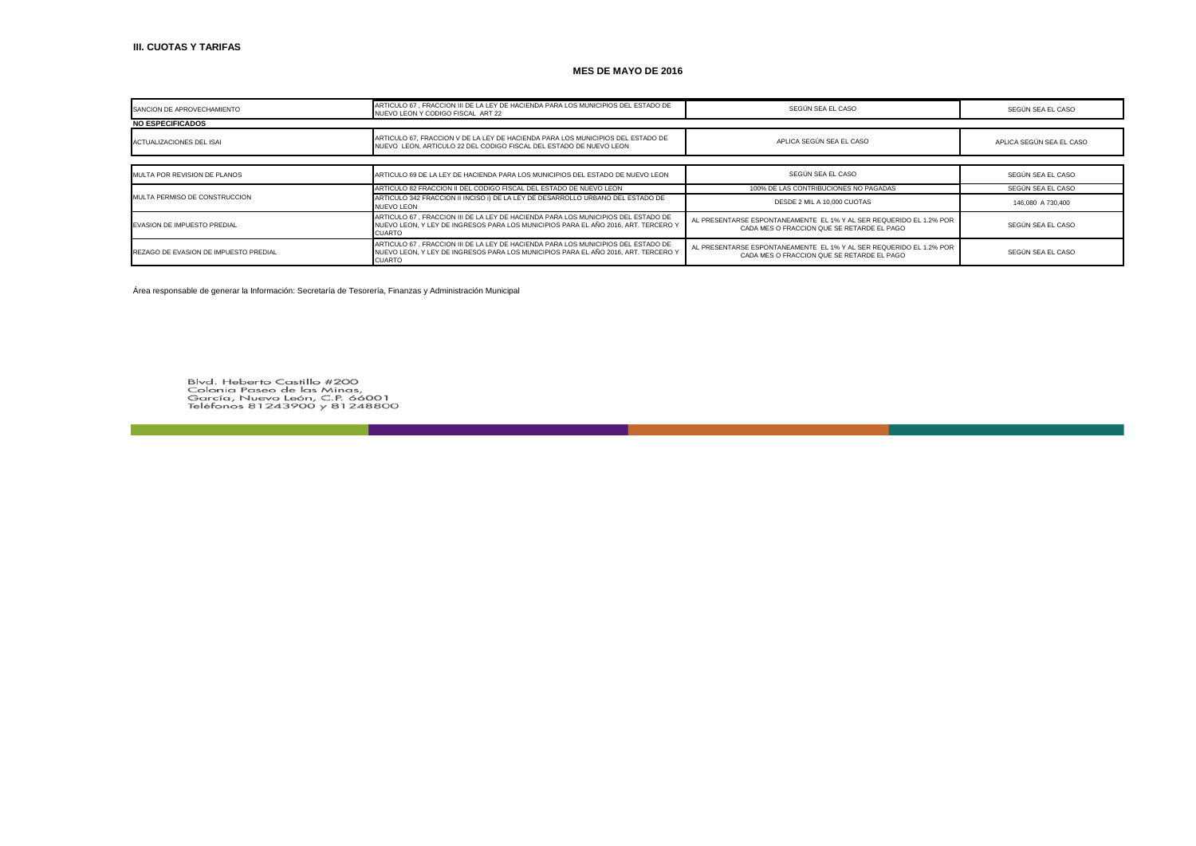**III. CUOTAS Y TARIFAS**

**MES DE MAYO DE 2016**

| | | | |
|---|---|---|---|
| SANCION DE APROVECHAMIENTO | ARTICULO 67 , FRACCION III DE LA LEY DE HACIENDA PARA LOS MUNICIPIOS DEL ESTADO DE NUEVO LEON Y CODIGO FISCAL ART 22 | SEGÚN SEA EL CASO | SEGÚN SEA EL CASO |
| **NO ESPECIFICADOS** | | | |
| ACTUALIZACIONES DEL ISAI | ARTICULO 67, FRACCION V DE LA LEY DE HACIENDA PARA LOS MUNICIPIOS DEL ESTADO DE NUEVO LEON, ARTICULO 22 DEL CODIGO FISCAL DEL ESTADO DE NUEVO LEON | APLICA SEGÚN SEA EL CASO | APLICA SEGÚN SEA EL CASO |
| MULTA POR REVISION DE PLANOS | ARTICULO 69 DE LA LEY DE HACIENDA PARA LOS MUNICIPIOS DEL ESTADO DE NUEVO LEON | SEGÚN SEA EL CASO | SEGÚN SEA EL CASO |
| MULTA PERMISO DE CONSTRUCCION | ARTICULO 82 FRACCION II DEL CODIGO FISCAL DEL ESTADO DE NUEVO LEON | 100% DE LAS CONTRIBUCIONES NO PAGADAS | SEGÚN SEA EL CASO |
| | ARTICULO 342 FRACCION II INCISO i) DE LA LEY DE DESARROLLO URBANO DEL ESTADO DE NUEVO LEON | DESDE 2 MIL A 10,000 CUOTAS | 146,080 A 730,400 |
| EVASION DE IMPUESTO PREDIAL | ARTICULO 67 , FRACCION III DE LA LEY DE HACIENDA PARA LOS MUNICIPIOS DEL ESTADO DE NUEVO LEON, Y LEY DE INGRESOS PARA LOS MUNICIPIOS PARA EL AÑO 2016, ART. TERCERO Y CUARTO | AL PRESENTARSE ESPONTANEAMENTE EL 1% Y AL SER REQUERIDO EL 1.2% POR CADA MES O FRACCION QUE SE RETARDE EL PAGO | SEGÚN SEA EL CASO |
| REZAGO DE EVASION DE IMPUESTO PREDIAL | ARTICULO 67 , FRACCION III DE LA LEY DE HACIENDA PARA LOS MUNICIPIOS DEL ESTADO DE NUEVO LEON, Y LEY DE INGRESOS PARA LOS MUNICIPIOS PARA EL AÑO 2016, ART. TERCERO Y CUARTO | AL PRESENTARSE ESPONTANEAMENTE EL 1% Y AL SER REQUERIDO EL 1.2% POR CADA MES O FRACCION QUE SE RETARDE EL PAGO | SEGÚN SEA EL CASO |

Área responsable de generar la Información: Secretaría de Tesorería, Finanzas y Administración Municipal

Blvd. Heberto Castillo #200
Colonia Paseo de las Minas,
García, Nuevo León, C.P. 66001
Teléfonos 81243900 y 81248800